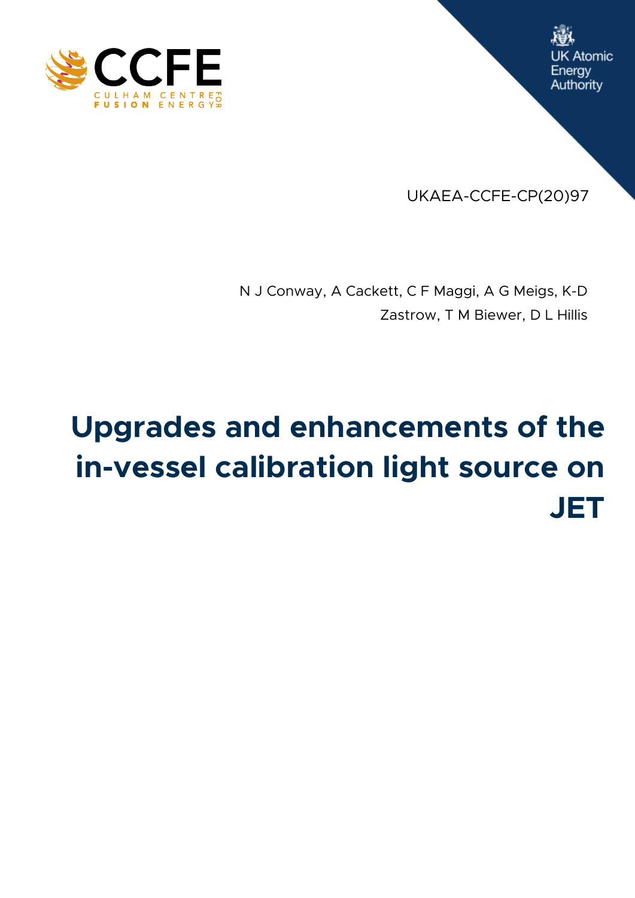UKAEA-CCFE-CP(20)97

N J Conway, A Cackett, C F Maggi, A G Meigs, K-D Zastrow, T M Biewer, D L Hillis

# Upgrades and enhancements of the in-vessel calibration light source on JET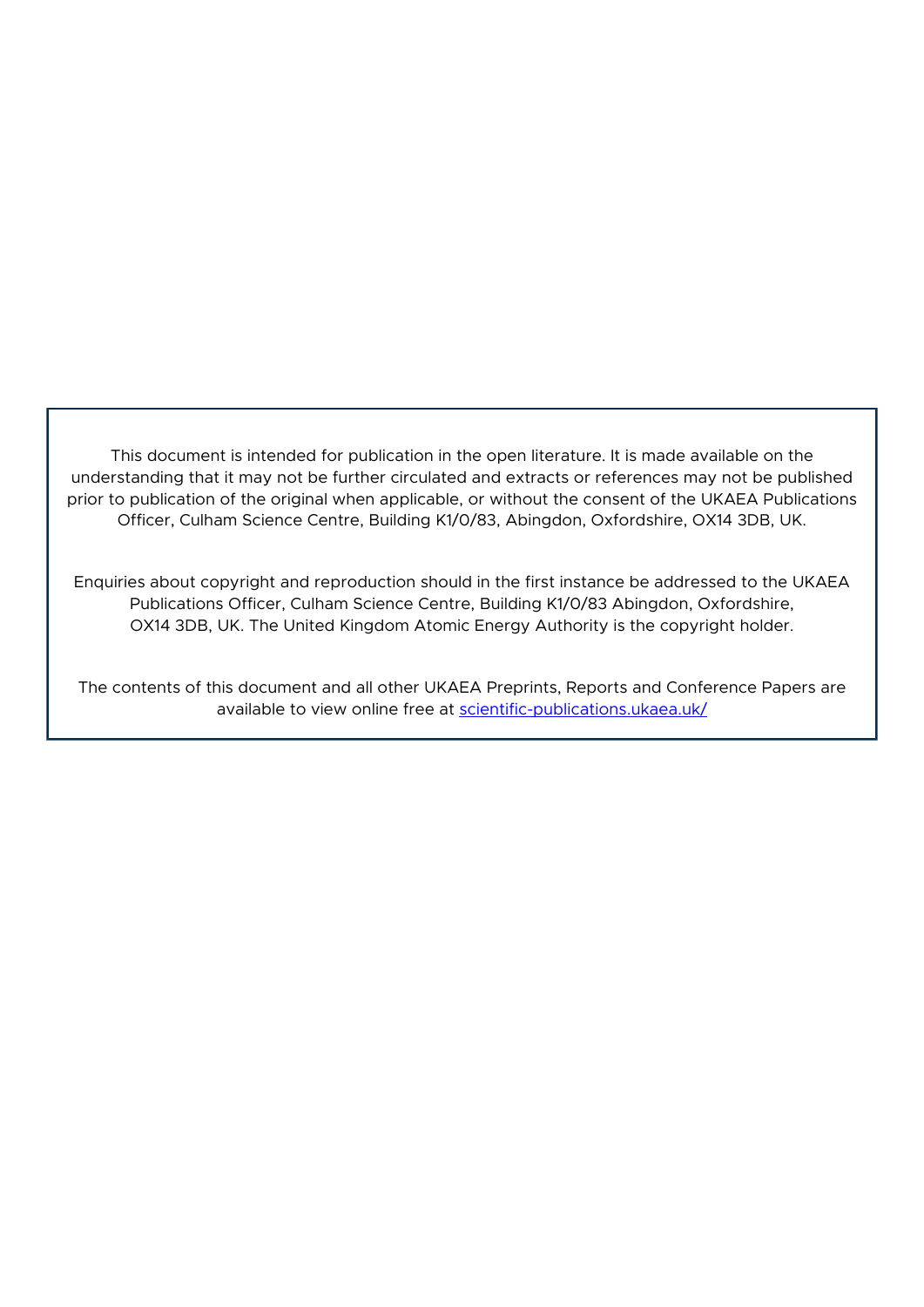This document is intended for publication in the open literature. It is made available on the understanding that it may not be further circulated and extracts or references may not be published prior to publication of the original when applicable, or without the consent of the UKAEA Publications Officer, Culham Science Centre, Building K1/0/83, Abingdon, Oxfordshire, OX14 3DB, UK.

Enquiries about copyright and reproduction should in the first instance be addressed to the UKAEA Publications Officer, Culham Science Centre, Building K1/0/83 Abingdon, Oxfordshire, OX14 3DB, UK. The United Kingdom Atomic Energy Authority is the copyright holder.

The contents of this document and all other UKAEA Preprints, Reports and Conference Papers are available to view online free at [scientific-publications.ukaea.uk/](scientific-publications.ukaea.uk/)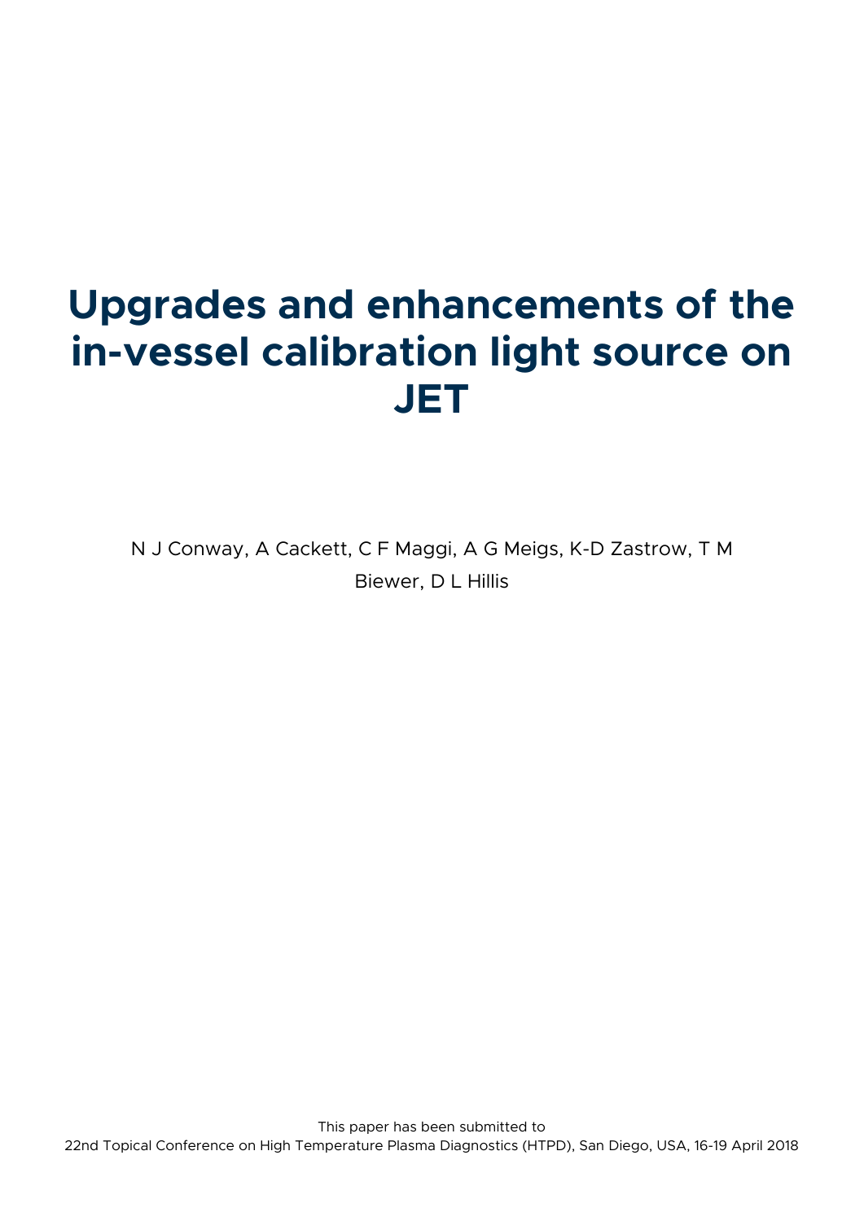# Upgrades and enhancements of the in-vessel calibration light source on JET

N J Conway, A Cackett, C F Maggi, A G Meigs, K-D Zastrow, T M Biewer, D L Hillis

This paper has been submitted to
22nd Topical Conference on High Temperature Plasma Diagnostics (HTPD), San Diego, USA, 16-19 April 2018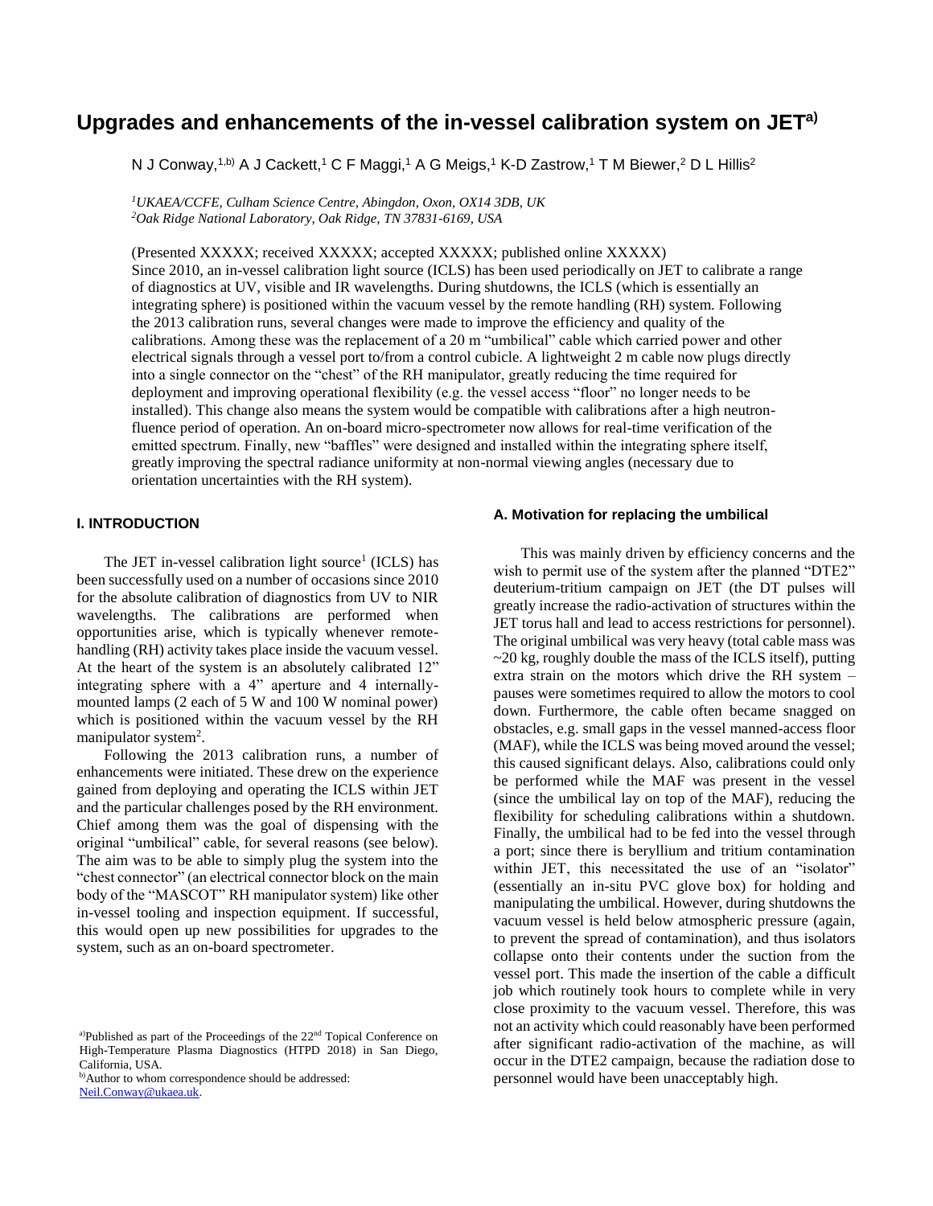# Upgrades and enhancements of the in-vessel calibration system on JET[a)]

N J Conway,[1,b)] A J Cackett,[1] C F Maggi,[1] A G Meigs,[1] K-D Zastrow,[1] T M Biewer,[2] D L Hillis[2]

*[1]UKAEA/CCFE, Culham Science Centre, Abingdon, Oxon, OX14 3DB, UK*
*[2]Oak Ridge National Laboratory, Oak Ridge, TN 37831-6169, USA*

(Presented XXXXX; received XXXXX; accepted XXXXX; published online XXXXX)

Since 2010, an in-vessel calibration light source (ICLS) has been used periodically on JET to calibrate a range of diagnostics at UV, visible and IR wavelengths. During shutdowns, the ICLS (which is essentially an integrating sphere) is positioned within the vacuum vessel by the remote handling (RH) system. Following the 2013 calibration runs, several changes were made to improve the efficiency and quality of the calibrations. Among these was the replacement of a 20 m "umbilical" cable which carried power and other electrical signals through a vessel port to/from a control cubicle. A lightweight 2 m cable now plugs directly into a single connector on the "chest" of the RH manipulator, greatly reducing the time required for deployment and improving operational flexibility (e.g. the vessel access "floor" no longer needs to be installed). This change also means the system would be compatible with calibrations after a high neutron-fluence period of operation. An on-board micro-spectrometer now allows for real-time verification of the emitted spectrum. Finally, new "baffles" were designed and installed within the integrating sphere itself, greatly improving the spectral radiance uniformity at non-normal viewing angles (necessary due to orientation uncertainties with the RH system).

## I. INTRODUCTION

The JET in-vessel calibration light source[1] (ICLS) has been successfully used on a number of occasions since 2010 for the absolute calibration of diagnostics from UV to NIR wavelengths. The calibrations are performed when opportunities arise, which is typically whenever remote-handling (RH) activity takes place inside the vacuum vessel. At the heart of the system is an absolutely calibrated 12" integrating sphere with a 4" aperture and 4 internally-mounted lamps (2 each of 5 W and 100 W nominal power) which is positioned within the vacuum vessel by the RH manipulator system[2].

Following the 2013 calibration runs, a number of enhancements were initiated. These drew on the experience gained from deploying and operating the ICLS within JET and the particular challenges posed by the RH environment. Chief among them was the goal of dispensing with the original "umbilical" cable, for several reasons (see below). The aim was to be able to simply plug the system into the "chest connector" (an electrical connector block on the main body of the "MASCOT" RH manipulator system) like other in-vessel tooling and inspection equipment. If successful, this would open up new possibilities for upgrades to the system, such as an on-board spectrometer.

### A. Motivation for replacing the umbilical

This was mainly driven by efficiency concerns and the wish to permit use of the system after the planned "DTE2" deuterium-tritium campaign on JET (the DT pulses will greatly increase the radio-activation of structures within the JET torus hall and lead to access restrictions for personnel). The original umbilical was very heavy (total cable mass was ~20 kg, roughly double the mass of the ICLS itself), putting extra strain on the motors which drive the RH system – pauses were sometimes required to allow the motors to cool down. Furthermore, the cable often became snagged on obstacles, e.g. small gaps in the vessel manned-access floor (MAF), while the ICLS was being moved around the vessel; this caused significant delays. Also, calibrations could only be performed while the MAF was present in the vessel (since the umbilical lay on top of the MAF), reducing the flexibility for scheduling calibrations within a shutdown. Finally, the umbilical had to be fed into the vessel through a port; since there is beryllium and tritium contamination within JET, this necessitated the use of an "isolator" (essentially an in-situ PVC glove box) for holding and manipulating the umbilical. However, during shutdowns the vacuum vessel is held below atmospheric pressure (again, to prevent the spread of contamination), and thus isolators collapse onto their contents under the suction from the vessel port. This made the insertion of the cable a difficult job which routinely took hours to complete while in very close proximity to the vacuum vessel. Therefore, this was not an activity which could reasonably have been performed after significant radio-activation of the machine, as will occur in the DTE2 campaign, because the radiation dose to personnel would have been unacceptably high.

---

[a)]Published as part of the Proceedings of the 22nd Topical Conference on High-Temperature Plasma Diagnostics (HTPD 2018) in San Diego, California, USA.

[b)]Author to whom correspondence should be addressed: Neil.Conway@ukaea.uk.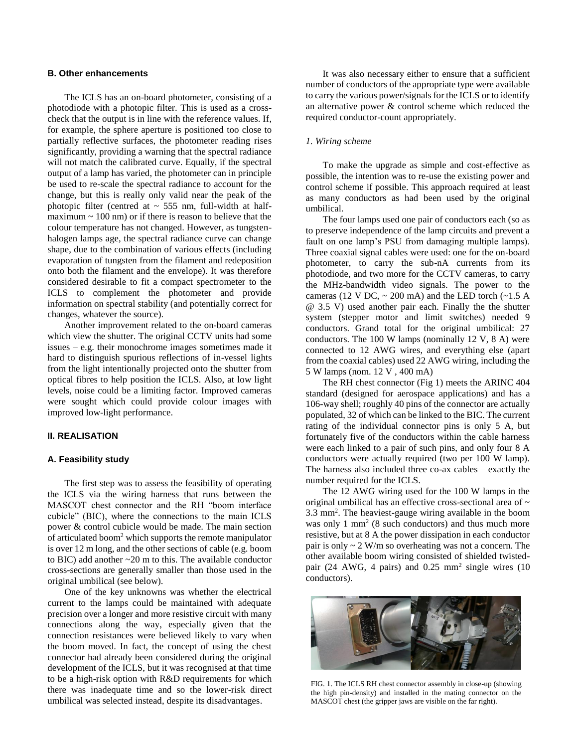### B. Other enhancements

The ICLS has an on-board photometer, consisting of a photodiode with a photopic filter. This is used as a cross-check that the output is in line with the reference values. If, for example, the sphere aperture is positioned too close to partially reflective surfaces, the photometer reading rises significantly, providing a warning that the spectral radiance will not match the calibrated curve. Equally, if the spectral output of a lamp has varied, the photometer can in principle be used to re-scale the spectral radiance to account for the change, but this is really only valid near the peak of the photopic filter (centred at ~ 555 nm, full-width at half-maximum ~ 100 nm) or if there is reason to believe that the colour temperature has not changed. However, as tungsten-halogen lamps age, the spectral radiance curve can change shape, due to the combination of various effects (including evaporation of tungsten from the filament and redeposition onto both the filament and the envelope). It was therefore considered desirable to fit a compact spectrometer to the ICLS to complement the photometer and provide information on spectral stability (and potentially correct for changes, whatever the source).

Another improvement related to the on-board cameras which view the shutter. The original CCTV units had some issues – e.g. their monochrome images sometimes made it hard to distinguish spurious reflections of in-vessel lights from the light intentionally projected onto the shutter from optical fibres to help position the ICLS. Also, at low light levels, noise could be a limiting factor. Improved cameras were sought which could provide colour images with improved low-light performance.

## II. REALISATION

### A. Feasibility study

The first step was to assess the feasibility of operating the ICLS via the wiring harness that runs between the MASCOT chest connector and the RH "boom interface cubicle" (BIC), where the connections to the main ICLS power & control cubicle would be made. The main section of articulated boom[2] which supports the remote manipulator is over 12 m long, and the other sections of cable (e.g. boom to BIC) add another ~20 m to this. The available conductor cross-sections are generally smaller than those used in the original umbilical (see below).

One of the key unknowns was whether the electrical current to the lamps could be maintained with adequate precision over a longer and more resistive circuit with many connections along the way, especially given that the connection resistances were believed likely to vary when the boom moved. In fact, the concept of using the chest connector had already been considered during the original development of the ICLS, but it was recognised at that time to be a high-risk option with R&D requirements for which there was inadequate time and so the lower-risk direct umbilical was selected instead, despite its disadvantages.

It was also necessary either to ensure that a sufficient number of conductors of the appropriate type were available to carry the various power/signals for the ICLS or to identify an alternative power & control scheme which reduced the required conductor-count appropriately.

#### *1. Wiring scheme*

To make the upgrade as simple and cost-effective as possible, the intention was to re-use the existing power and control scheme if possible. This approach required at least as many conductors as had been used by the original umbilical.

The four lamps used one pair of conductors each (so as to preserve independence of the lamp circuits and prevent a fault on one lamp's PSU from damaging multiple lamps). Three coaxial signal cables were used: one for the on-board photometer, to carry the sub-nA currents from its photodiode, and two more for the CCTV cameras, to carry the MHz-bandwidth video signals. The power to the cameras (12 V DC, ~ 200 mA) and the LED torch (~1.5 A @ 3.5 V) used another pair each. Finally the the shutter system (stepper motor and limit switches) needed 9 conductors. Grand total for the original umbilical: 27 conductors. The 100 W lamps (nominally 12 V, 8 A) were connected to 12 AWG wires, and everything else (apart from the coaxial cables) used 22 AWG wiring, including the 5 W lamps (nom. 12 V , 400 mA)

The RH chest connector (Fig 1) meets the ARINC 404 standard (designed for aerospace applications) and has a 106-way shell; roughly 40 pins of the connector are actually populated, 32 of which can be linked to the BIC. The current rating of the individual connector pins is only 5 A, but fortunately five of the conductors within the cable harness were each linked to a pair of such pins, and only four 8 A conductors were actually required (two per 100 W lamp). The harness also included three co-ax cables – exactly the number required for the ICLS.

The 12 AWG wiring used for the 100 W lamps in the original umbilical has an effective cross-sectional area of ~ 3.3 mm$^2$. The heaviest-gauge wiring available in the boom was only 1 mm$^2$ (8 such conductors) and thus much more resistive, but at 8 A the power dissipation in each conductor pair is only ~ 2 W/m so overheating was not a concern. The other available boom wiring consisted of shielded twisted-pair (24 AWG, 4 pairs) and 0.25 mm$^2$ single wires (10 conductors).

FIG. 1. The ICLS RH chest connector assembly in close-up (showing the high pin-density) and installed in the mating connector on the MASCOT chest (the gripper jaws are visible on the far right).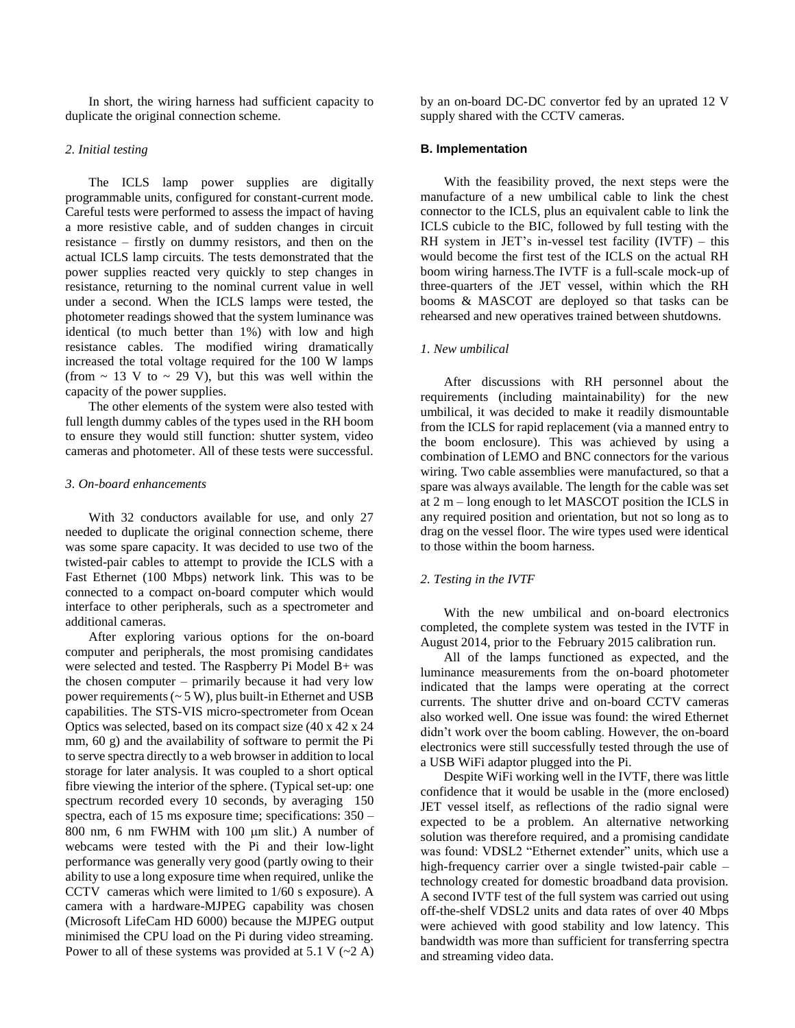In short, the wiring harness had sufficient capacity to duplicate the original connection scheme.

*2. Initial testing*

The ICLS lamp power supplies are digitally programmable units, configured for constant-current mode. Careful tests were performed to assess the impact of having a more resistive cable, and of sudden changes in circuit resistance – firstly on dummy resistors, and then on the actual ICLS lamp circuits. The tests demonstrated that the power supplies reacted very quickly to step changes in resistance, returning to the nominal current value in well under a second. When the ICLS lamps were tested, the photometer readings showed that the system luminance was identical (to much better than 1%) with low and high resistance cables. The modified wiring dramatically increased the total voltage required for the 100 W lamps (from ~ 13 V to ~ 29 V), but this was well within the capacity of the power supplies.

The other elements of the system were also tested with full length dummy cables of the types used in the RH boom to ensure they would still function: shutter system, video cameras and photometer. All of these tests were successful.

*3. On-board enhancements*

With 32 conductors available for use, and only 27 needed to duplicate the original connection scheme, there was some spare capacity. It was decided to use two of the twisted-pair cables to attempt to provide the ICLS with a Fast Ethernet (100 Mbps) network link. This was to be connected to a compact on-board computer which would interface to other peripherals, such as a spectrometer and additional cameras.

After exploring various options for the on-board computer and peripherals, the most promising candidates were selected and tested. The Raspberry Pi Model B+ was the chosen computer – primarily because it had very low power requirements (~ 5 W), plus built-in Ethernet and USB capabilities. The STS-VIS micro-spectrometer from Ocean Optics was selected, based on its compact size (40 x 42 x 24 mm, 60 g) and the availability of software to permit the Pi to serve spectra directly to a web browser in addition to local storage for later analysis. It was coupled to a short optical fibre viewing the interior of the sphere. (Typical set-up: one spectrum recorded every 10 seconds, by averaging 150 spectra, each of 15 ms exposure time; specifications: 350 – 800 nm, 6 nm FWHM with 100 μm slit.) A number of webcams were tested with the Pi and their low-light performance was generally very good (partly owing to their ability to use a long exposure time when required, unlike the CCTV cameras which were limited to 1/60 s exposure). A camera with a hardware-MJPEG capability was chosen (Microsoft LifeCam HD 6000) because the MJPEG output minimised the CPU load on the Pi during video streaming. Power to all of these systems was provided at 5.1 V (~2 A) by an on-board DC-DC convertor fed by an uprated 12 V supply shared with the CCTV cameras.

### B. Implementation

With the feasibility proved, the next steps were the manufacture of a new umbilical cable to link the chest connector to the ICLS, plus an equivalent cable to link the ICLS cubicle to the BIC, followed by full testing with the RH system in JET's in-vessel test facility (IVTF) – this would become the first test of the ICLS on the actual RH boom wiring harness.The IVTF is a full-scale mock-up of three-quarters of the JET vessel, within which the RH booms & MASCOT are deployed so that tasks can be rehearsed and new operatives trained between shutdowns.

*1. New umbilical*

After discussions with RH personnel about the requirements (including maintainability) for the new umbilical, it was decided to make it readily dismountable from the ICLS for rapid replacement (via a manned entry to the boom enclosure). This was achieved by using a combination of LEMO and BNC connectors for the various wiring. Two cable assemblies were manufactured, so that a spare was always available. The length for the cable was set at 2 m – long enough to let MASCOT position the ICLS in any required position and orientation, but not so long as to drag on the vessel floor. The wire types used were identical to those within the boom harness.

*2. Testing in the IVTF*

With the new umbilical and on-board electronics completed, the complete system was tested in the IVTF in August 2014, prior to the February 2015 calibration run.

All of the lamps functioned as expected, and the luminance measurements from the on-board photometer indicated that the lamps were operating at the correct currents. The shutter drive and on-board CCTV cameras also worked well. One issue was found: the wired Ethernet didn't work over the boom cabling. However, the on-board electronics were still successfully tested through the use of a USB WiFi adaptor plugged into the Pi.

Despite WiFi working well in the IVTF, there was little confidence that it would be usable in the (more enclosed) JET vessel itself, as reflections of the radio signal were expected to be a problem. An alternative networking solution was therefore required, and a promising candidate was found: VDSL2 "Ethernet extender" units, which use a high-frequency carrier over a single twisted-pair cable – technology created for domestic broadband data provision. A second IVTF test of the full system was carried out using off-the-shelf VDSL2 units and data rates of over 40 Mbps were achieved with good stability and low latency. This bandwidth was more than sufficient for transferring spectra and streaming video data.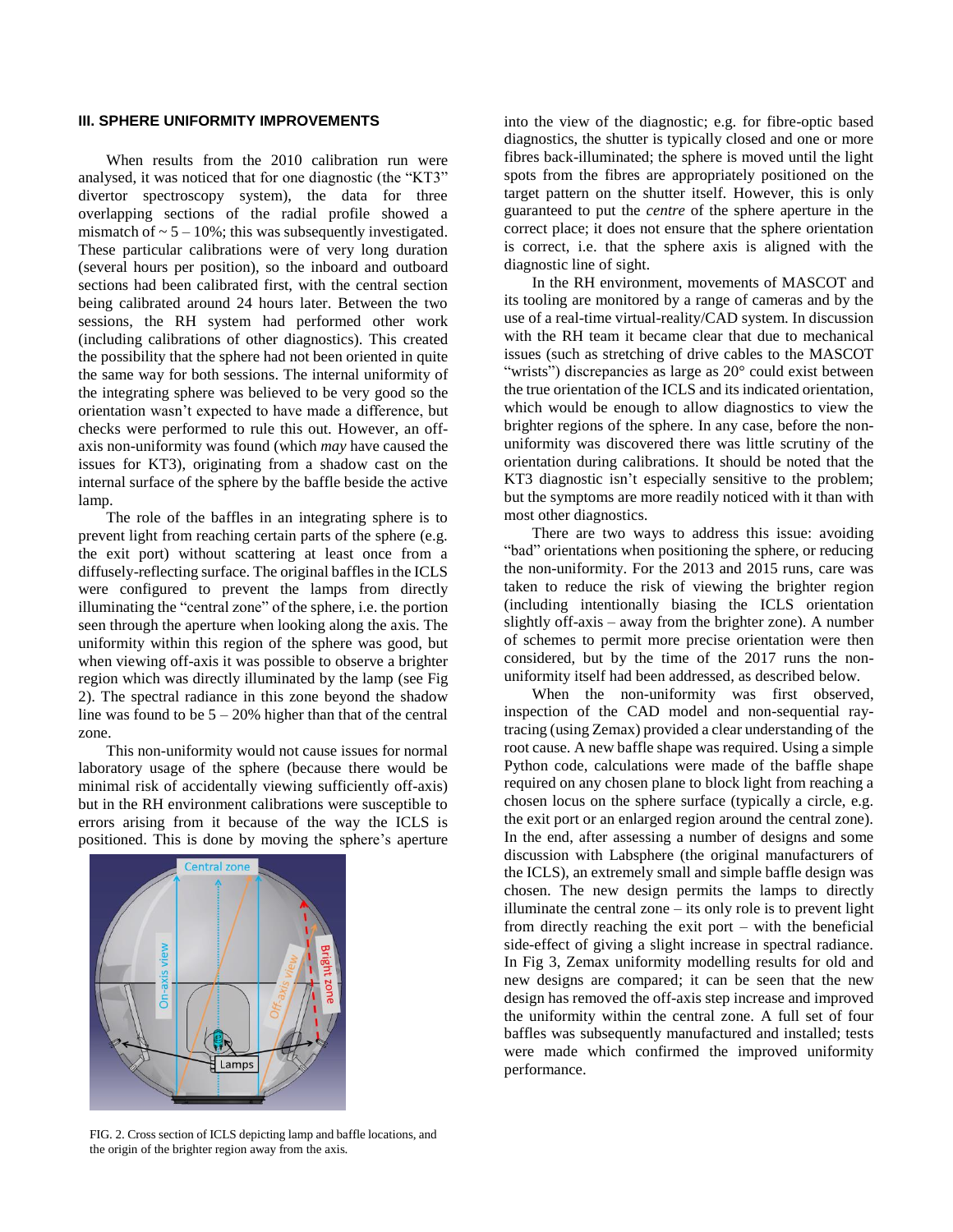### III. SPHERE UNIFORMITY IMPROVEMENTS

When results from the 2010 calibration run were analysed, it was noticed that for one diagnostic (the "KT3" divertor spectroscopy system), the data for three overlapping sections of the radial profile showed a mismatch of ~ 5 – 10%; this was subsequently investigated. These particular calibrations were of very long duration (several hours per position), so the inboard and outboard sections had been calibrated first, with the central section being calibrated around 24 hours later. Between the two sessions, the RH system had performed other work (including calibrations of other diagnostics). This created the possibility that the sphere had not been oriented in quite the same way for both sessions. The internal uniformity of the integrating sphere was believed to be very good so the orientation wasn't expected to have made a difference, but checks were performed to rule this out. However, an off-axis non-uniformity was found (which *may* have caused the issues for KT3), originating from a shadow cast on the internal surface of the sphere by the baffle beside the active lamp.

The role of the baffles in an integrating sphere is to prevent light from reaching certain parts of the sphere (e.g. the exit port) without scattering at least once from a diffusely-reflecting surface. The original baffles in the ICLS were configured to prevent the lamps from directly illuminating the "central zone" of the sphere, i.e. the portion seen through the aperture when looking along the axis. The uniformity within this region of the sphere was good, but when viewing off-axis it was possible to observe a brighter region which was directly illuminated by the lamp (see Fig 2). The spectral radiance in this zone beyond the shadow line was found to be 5 – 20% higher than that of the central zone.

This non-uniformity would not cause issues for normal laboratory usage of the sphere (because there would be minimal risk of accidentally viewing sufficiently off-axis) but in the RH environment calibrations were susceptible to errors arising from it because of the way the ICLS is positioned. This is done by moving the sphere's aperture into the view of the diagnostic; e.g. for fibre-optic based diagnostics, the shutter is typically closed and one or more fibres back-illuminated; the sphere is moved until the light spots from the fibres are appropriately positioned on the target pattern on the shutter itself. However, this is only guaranteed to put the *centre* of the sphere aperture in the correct place; it does not ensure that the sphere orientation is correct, i.e. that the sphere axis is aligned with the diagnostic line of sight.

FIG. 2. Cross section of ICLS depicting lamp and baffle locations, and the origin of the brighter region away from the axis.

In the RH environment, movements of MASCOT and its tooling are monitored by a range of cameras and by the use of a real-time virtual-reality/CAD system. In discussion with the RH team it became clear that due to mechanical issues (such as stretching of drive cables to the MASCOT "wrists") discrepancies as large as 20° could exist between the true orientation of the ICLS and its indicated orientation, which would be enough to allow diagnostics to view the brighter regions of the sphere. In any case, before the non-uniformity was discovered there was little scrutiny of the orientation during calibrations. It should be noted that the KT3 diagnostic isn't especially sensitive to the problem; but the symptoms are more readily noticed with it than with most other diagnostics.

There are two ways to address this issue: avoiding "bad" orientations when positioning the sphere, or reducing the non-uniformity. For the 2013 and 2015 runs, care was taken to reduce the risk of viewing the brighter region (including intentionally biasing the ICLS orientation slightly off-axis – away from the brighter zone). A number of schemes to permit more precise orientation were then considered, but by the time of the 2017 runs the non-uniformity itself had been addressed, as described below.

When the non-uniformity was first observed, inspection of the CAD model and non-sequential ray-tracing (using Zemax) provided a clear understanding of the root cause. A new baffle shape was required. Using a simple Python code, calculations were made of the baffle shape required on any chosen plane to block light from reaching a chosen locus on the sphere surface (typically a circle, e.g. the exit port or an enlarged region around the central zone). In the end, after assessing a number of designs and some discussion with Labsphere (the original manufacturers of the ICLS), an extremely small and simple baffle design was chosen. The new design permits the lamps to directly illuminate the central zone – its only role is to prevent light from directly reaching the exit port – with the beneficial side-effect of giving a slight increase in spectral radiance. In Fig 3, Zemax uniformity modelling results for old and new designs are compared; it can be seen that the new design has removed the off-axis step increase and improved the uniformity within the central zone. A full set of four baffles was subsequently manufactured and installed; tests were made which confirmed the improved uniformity performance.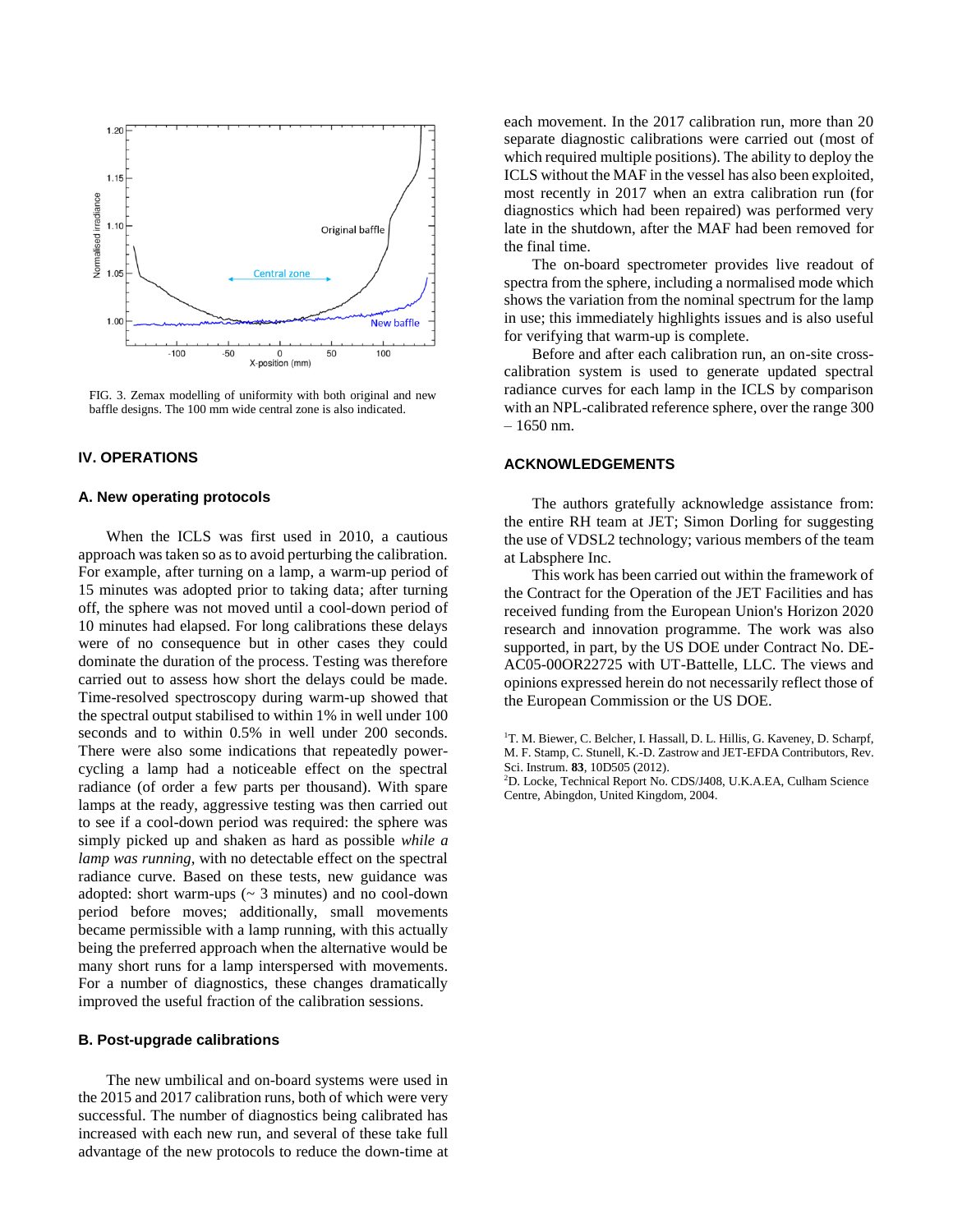1.20
1.15
1.10
1.05
1.00
Normalised irradiance
-100
-50
0
50
100
X-position (mm)
Original baffle
Central zone
New baffle

FIG. 3. Zemax modelling of uniformity with both original and new baffle designs. The 100 mm wide central zone is also indicated.

## IV. OPERATIONS

### A. New operating protocols

When the ICLS was first used in 2010, a cautious approach was taken so as to avoid perturbing the calibration. For example, after turning on a lamp, a warm-up period of 15 minutes was adopted prior to taking data; after turning off, the sphere was not moved until a cool-down period of 10 minutes had elapsed. For long calibrations these delays were of no consequence but in other cases they could dominate the duration of the process. Testing was therefore carried out to assess how short the delays could be made. Time-resolved spectroscopy during warm-up showed that the spectral output stabilised to within 1% in well under 100 seconds and to within 0.5% in well under 200 seconds. There were also some indications that repeatedly power-cycling a lamp had a noticeable effect on the spectral radiance (of order a few parts per thousand). With spare lamps at the ready, aggressive testing was then carried out to see if a cool-down period was required: the sphere was simply picked up and shaken as hard as possible *while a lamp was running*, with no detectable effect on the spectral radiance curve. Based on these tests, new guidance was adopted: short warm-ups (~ 3 minutes) and no cool-down period before moves; additionally, small movements became permissible with a lamp running, with this actually being the preferred approach when the alternative would be many short runs for a lamp interspersed with movements. For a number of diagnostics, these changes dramatically improved the useful fraction of the calibration sessions.

### B. Post-upgrade calibrations

The new umbilical and on-board systems were used in the 2015 and 2017 calibration runs, both of which were very successful. The number of diagnostics being calibrated has increased with each new run, and several of these take full advantage of the new protocols to reduce the down-time at each movement. In the 2017 calibration run, more than 20 separate diagnostic calibrations were carried out (most of which required multiple positions). The ability to deploy the ICLS without the MAF in the vessel has also been exploited, most recently in 2017 when an extra calibration run (for diagnostics which had been repaired) was performed very late in the shutdown, after the MAF had been removed for the final time.

The on-board spectrometer provides live readout of spectra from the sphere, including a normalised mode which shows the variation from the nominal spectrum for the lamp in use; this immediately highlights issues and is also useful for verifying that warm-up is complete.

Before and after each calibration run, an on-site cross-calibration system is used to generate updated spectral radiance curves for each lamp in the ICLS by comparison with an NPL-calibrated reference sphere, over the range 300 – 1650 nm.

## ACKNOWLEDGEMENTS

The authors gratefully acknowledge assistance from: the entire RH team at JET; Simon Dorling for suggesting the use of VDSL2 technology; various members of the team at Labsphere Inc.

This work has been carried out within the framework of the Contract for the Operation of the JET Facilities and has received funding from the European Union's Horizon 2020 research and innovation programme. The work was also supported, in part, by the US DOE under Contract No. DE-AC05-00OR22725 with UT-Battelle, LLC. The views and opinions expressed herein do not necessarily reflect those of the European Commission or the US DOE.

[1]T. M. Biewer, C. Belcher, I. Hassall, D. L. Hillis, G. Kaveney, D. Scharpf, M. F. Stamp, C. Stunell, K.-D. Zastrow and JET-EFDA Contributors, Rev. Sci. Instrum. **83**, 10D505 (2012).

[2]D. Locke, Technical Report No. CDS/J408, U.K.A.EA, Culham Science Centre, Abingdon, United Kingdom, 2004.